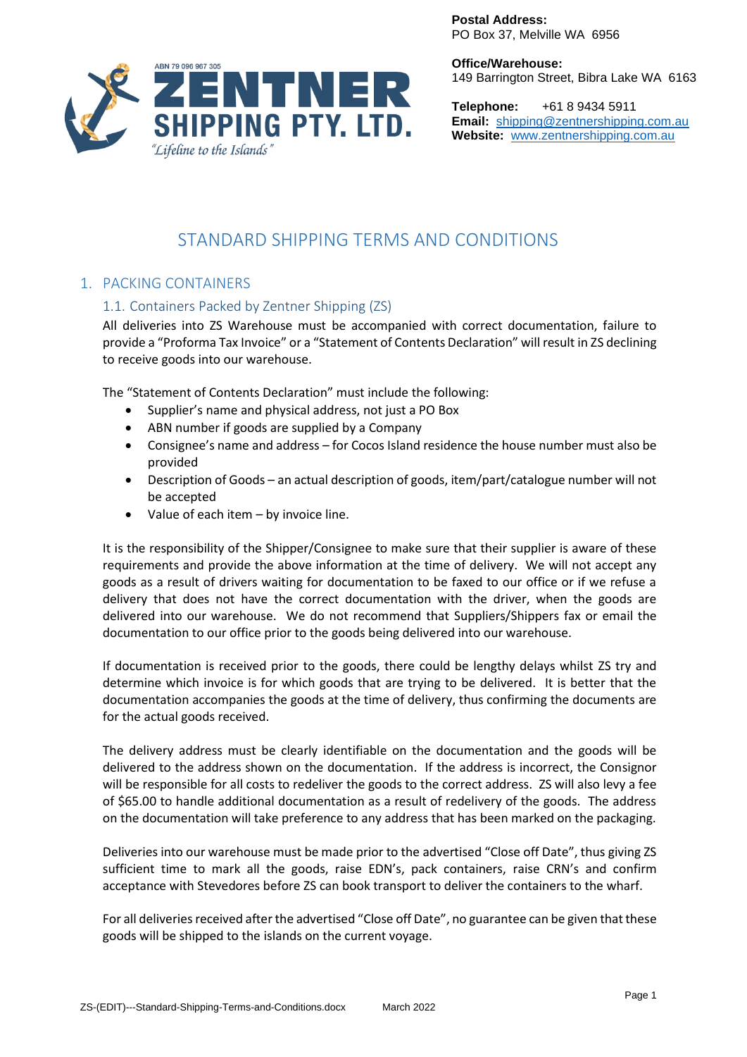ABN 79 096 967 305

**ZENTNER SHIPPING PTY. LTD.**

*"Lifeline to the Islands"*

**Postal Address:**
PO Box 37, Melville WA 6956

**Office/Warehouse:**
149 Barrington Street, Bibra Lake WA 6163

**Telephone:** +61 8 9434 5911
**Email:** shipping@zentnershipping.com.au
**Website:** www.zentnershipping.com.au

# STANDARD SHIPPING TERMS AND CONDITIONS

## 1. PACKING CONTAINERS

### 1.1. Containers Packed by Zentner Shipping (ZS)

All deliveries into ZS Warehouse must be accompanied with correct documentation, failure to provide a "Proforma Tax Invoice" or a "Statement of Contents Declaration" will result in ZS declining to receive goods into our warehouse.

The "Statement of Contents Declaration" must include the following:

- Supplier's name and physical address, not just a PO Box
- ABN number if goods are supplied by a Company
- Consignee's name and address – for Cocos Island residence the house number must also be provided
- Description of Goods – an actual description of goods, item/part/catalogue number will not be accepted
- Value of each item – by invoice line.

It is the responsibility of the Shipper/Consignee to make sure that their supplier is aware of these requirements and provide the above information at the time of delivery. We will not accept any goods as a result of drivers waiting for documentation to be faxed to our office or if we refuse a delivery that does not have the correct documentation with the driver, when the goods are delivered into our warehouse. We do not recommend that Suppliers/Shippers fax or email the documentation to our office prior to the goods being delivered into our warehouse.

If documentation is received prior to the goods, there could be lengthy delays whilst ZS try and determine which invoice is for which goods that are trying to be delivered. It is better that the documentation accompanies the goods at the time of delivery, thus confirming the documents are for the actual goods received.

The delivery address must be clearly identifiable on the documentation and the goods will be delivered to the address shown on the documentation. If the address is incorrect, the Consignor will be responsible for all costs to redeliver the goods to the correct address. ZS will also levy a fee of $65.00 to handle additional documentation as a result of redelivery of the goods. The address on the documentation will take preference to any address that has been marked on the packaging.

Deliveries into our warehouse must be made prior to the advertised "Close off Date", thus giving ZS sufficient time to mark all the goods, raise EDN's, pack containers, raise CRN's and confirm acceptance with Stevedores before ZS can book transport to deliver the containers to the wharf.

For all deliveries received after the advertised "Close off Date", no guarantee can be given that these goods will be shipped to the islands on the current voyage.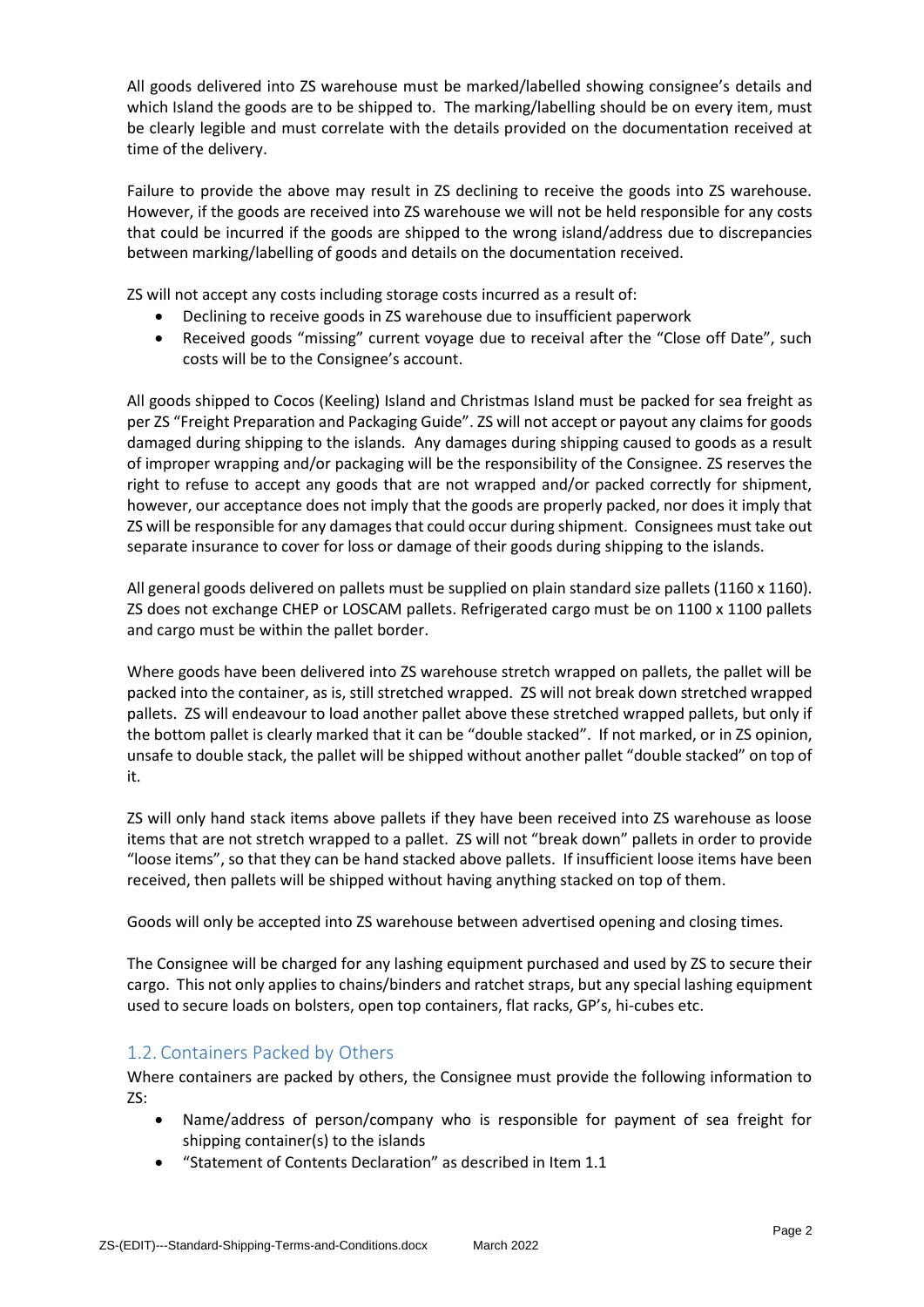All goods delivered into ZS warehouse must be marked/labelled showing consignee's details and which Island the goods are to be shipped to. The marking/labelling should be on every item, must be clearly legible and must correlate with the details provided on the documentation received at time of the delivery.

Failure to provide the above may result in ZS declining to receive the goods into ZS warehouse. However, if the goods are received into ZS warehouse we will not be held responsible for any costs that could be incurred if the goods are shipped to the wrong island/address due to discrepancies between marking/labelling of goods and details on the documentation received.

ZS will not accept any costs including storage costs incurred as a result of:

- Declining to receive goods in ZS warehouse due to insufficient paperwork
- Received goods "missing" current voyage due to receival after the "Close off Date", such costs will be to the Consignee's account.

All goods shipped to Cocos (Keeling) Island and Christmas Island must be packed for sea freight as per ZS "Freight Preparation and Packaging Guide". ZS will not accept or payout any claims for goods damaged during shipping to the islands. Any damages during shipping caused to goods as a result of improper wrapping and/or packaging will be the responsibility of the Consignee. ZS reserves the right to refuse to accept any goods that are not wrapped and/or packed correctly for shipment, however, our acceptance does not imply that the goods are properly packed, nor does it imply that ZS will be responsible for any damages that could occur during shipment. Consignees must take out separate insurance to cover for loss or damage of their goods during shipping to the islands.

All general goods delivered on pallets must be supplied on plain standard size pallets (1160 x 1160). ZS does not exchange CHEP or LOSCAM pallets. Refrigerated cargo must be on 1100 x 1100 pallets and cargo must be within the pallet border.

Where goods have been delivered into ZS warehouse stretch wrapped on pallets, the pallet will be packed into the container, as is, still stretched wrapped. ZS will not break down stretched wrapped pallets. ZS will endeavour to load another pallet above these stretched wrapped pallets, but only if the bottom pallet is clearly marked that it can be "double stacked". If not marked, or in ZS opinion, unsafe to double stack, the pallet will be shipped without another pallet "double stacked" on top of it.

ZS will only hand stack items above pallets if they have been received into ZS warehouse as loose items that are not stretch wrapped to a pallet. ZS will not "break down" pallets in order to provide "loose items", so that they can be hand stacked above pallets. If insufficient loose items have been received, then pallets will be shipped without having anything stacked on top of them.

Goods will only be accepted into ZS warehouse between advertised opening and closing times.

The Consignee will be charged for any lashing equipment purchased and used by ZS to secure their cargo. This not only applies to chains/binders and ratchet straps, but any special lashing equipment used to secure loads on bolsters, open top containers, flat racks, GP's, hi-cubes etc.

## 1.2. Containers Packed by Others

Where containers are packed by others, the Consignee must provide the following information to ZS:

- Name/address of person/company who is responsible for payment of sea freight for shipping container(s) to the islands
- "Statement of Contents Declaration" as described in Item 1.1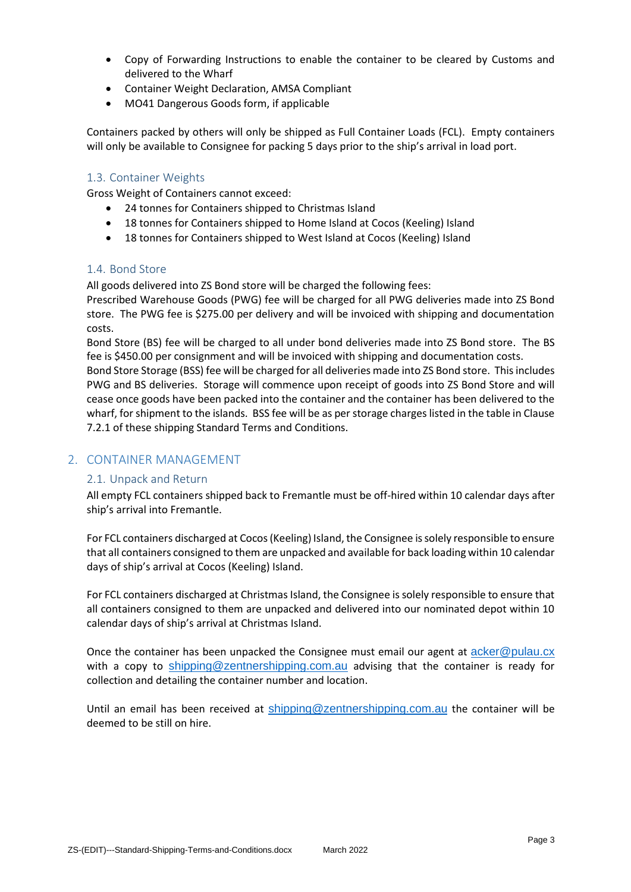- Copy of Forwarding Instructions to enable the container to be cleared by Customs and delivered to the Wharf
- Container Weight Declaration, AMSA Compliant
- MO41 Dangerous Goods form, if applicable

Containers packed by others will only be shipped as Full Container Loads (FCL). Empty containers will only be available to Consignee for packing 5 days prior to the ship's arrival in load port.

### 1.3. Container Weights

Gross Weight of Containers cannot exceed:

- 24 tonnes for Containers shipped to Christmas Island
- 18 tonnes for Containers shipped to Home Island at Cocos (Keeling) Island
- 18 tonnes for Containers shipped to West Island at Cocos (Keeling) Island

### 1.4. Bond Store

All goods delivered into ZS Bond store will be charged the following fees:

Prescribed Warehouse Goods (PWG) fee will be charged for all PWG deliveries made into ZS Bond store. The PWG fee is $275.00 per delivery and will be invoiced with shipping and documentation costs.

Bond Store (BS) fee will be charged to all under bond deliveries made into ZS Bond store. The BS fee is $450.00 per consignment and will be invoiced with shipping and documentation costs.

Bond Store Storage (BSS) fee will be charged for all deliveries made into ZS Bond store. This includes PWG and BS deliveries. Storage will commence upon receipt of goods into ZS Bond Store and will cease once goods have been packed into the container and the container has been delivered to the wharf, for shipment to the islands. BSS fee will be as per storage charges listed in the table in Clause 7.2.1 of these shipping Standard Terms and Conditions.

## 2. CONTAINER MANAGEMENT

### 2.1. Unpack and Return

All empty FCL containers shipped back to Fremantle must be off-hired within 10 calendar days after ship's arrival into Fremantle.

For FCL containers discharged at Cocos (Keeling) Island, the Consignee is solely responsible to ensure that all containers consigned to them are unpacked and available for back loading within 10 calendar days of ship's arrival at Cocos (Keeling) Island.

For FCL containers discharged at Christmas Island, the Consignee is solely responsible to ensure that all containers consigned to them are unpacked and delivered into our nominated depot within 10 calendar days of ship's arrival at Christmas Island.

Once the container has been unpacked the Consignee must email our agent at acker@pulau.cx with a copy to shipping@zentnershipping.com.au advising that the container is ready for collection and detailing the container number and location.

Until an email has been received at shipping@zentnershipping.com.au the container will be deemed to be still on hire.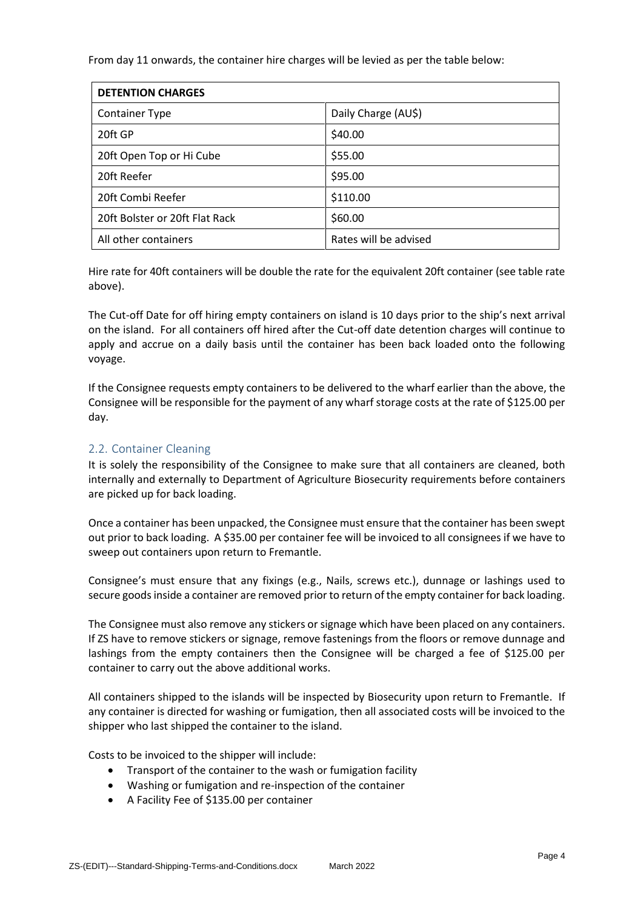From day 11 onwards, the container hire charges will be levied as per the table below:

| DETENTION CHARGES | |
|---|---|
| Container Type | Daily Charge (AU$) |
| 20ft GP | $40.00 |
| 20ft Open Top or Hi Cube | $55.00 |
| 20ft Reefer | $95.00 |
| 20ft Combi Reefer | $110.00 |
| 20ft Bolster or 20ft Flat Rack | $60.00 |
| All other containers | Rates will be advised |

Hire rate for 40ft containers will be double the rate for the equivalent 20ft container (see table rate above).

The Cut-off Date for off hiring empty containers on island is 10 days prior to the ship's next arrival on the island. For all containers off hired after the Cut-off date detention charges will continue to apply and accrue on a daily basis until the container has been back loaded onto the following voyage.

If the Consignee requests empty containers to be delivered to the wharf earlier than the above, the Consignee will be responsible for the payment of any wharf storage costs at the rate of $125.00 per day.

### 2.2. Container Cleaning

It is solely the responsibility of the Consignee to make sure that all containers are cleaned, both internally and externally to Department of Agriculture Biosecurity requirements before containers are picked up for back loading.

Once a container has been unpacked, the Consignee must ensure that the container has been swept out prior to back loading. A $35.00 per container fee will be invoiced to all consignees if we have to sweep out containers upon return to Fremantle.

Consignee's must ensure that any fixings (e.g., Nails, screws etc.), dunnage or lashings used to secure goods inside a container are removed prior to return of the empty container for back loading.

The Consignee must also remove any stickers or signage which have been placed on any containers. If ZS have to remove stickers or signage, remove fastenings from the floors or remove dunnage and lashings from the empty containers then the Consignee will be charged a fee of $125.00 per container to carry out the above additional works.

All containers shipped to the islands will be inspected by Biosecurity upon return to Fremantle. If any container is directed for washing or fumigation, then all associated costs will be invoiced to the shipper who last shipped the container to the island.

Costs to be invoiced to the shipper will include:

- Transport of the container to the wash or fumigation facility
- Washing or fumigation and re-inspection of the container
- A Facility Fee of $135.00 per container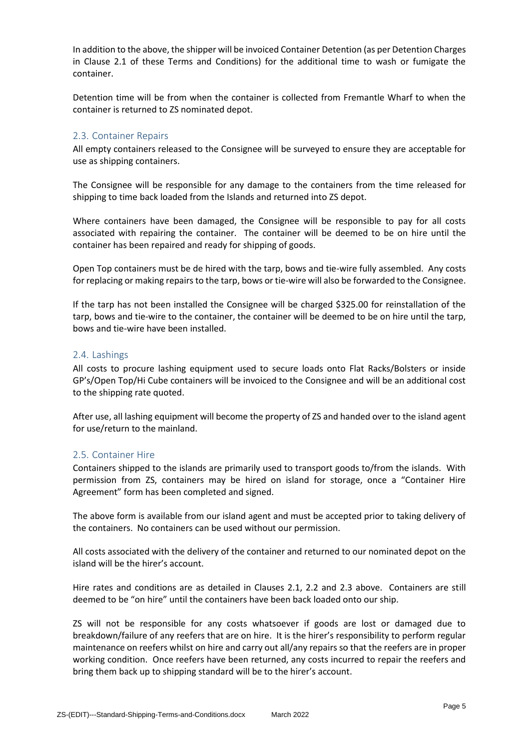In addition to the above, the shipper will be invoiced Container Detention (as per Detention Charges in Clause 2.1 of these Terms and Conditions) for the additional time to wash or fumigate the container.

Detention time will be from when the container is collected from Fremantle Wharf to when the container is returned to ZS nominated depot.

### 2.3. Container Repairs

All empty containers released to the Consignee will be surveyed to ensure they are acceptable for use as shipping containers.

The Consignee will be responsible for any damage to the containers from the time released for shipping to time back loaded from the Islands and returned into ZS depot.

Where containers have been damaged, the Consignee will be responsible to pay for all costs associated with repairing the container. The container will be deemed to be on hire until the container has been repaired and ready for shipping of goods.

Open Top containers must be de hired with the tarp, bows and tie-wire fully assembled. Any costs for replacing or making repairs to the tarp, bows or tie-wire will also be forwarded to the Consignee.

If the tarp has not been installed the Consignee will be charged $325.00 for reinstallation of the tarp, bows and tie-wire to the container, the container will be deemed to be on hire until the tarp, bows and tie-wire have been installed.

### 2.4. Lashings

All costs to procure lashing equipment used to secure loads onto Flat Racks/Bolsters or inside GP's/Open Top/Hi Cube containers will be invoiced to the Consignee and will be an additional cost to the shipping rate quoted.

After use, all lashing equipment will become the property of ZS and handed over to the island agent for use/return to the mainland.

### 2.5. Container Hire

Containers shipped to the islands are primarily used to transport goods to/from the islands. With permission from ZS, containers may be hired on island for storage, once a "Container Hire Agreement" form has been completed and signed.

The above form is available from our island agent and must be accepted prior to taking delivery of the containers. No containers can be used without our permission.

All costs associated with the delivery of the container and returned to our nominated depot on the island will be the hirer's account.

Hire rates and conditions are as detailed in Clauses 2.1, 2.2 and 2.3 above. Containers are still deemed to be "on hire" until the containers have been back loaded onto our ship.

ZS will not be responsible for any costs whatsoever if goods are lost or damaged due to breakdown/failure of any reefers that are on hire. It is the hirer's responsibility to perform regular maintenance on reefers whilst on hire and carry out all/any repairs so that the reefers are in proper working condition. Once reefers have been returned, any costs incurred to repair the reefers and bring them back up to shipping standard will be to the hirer's account.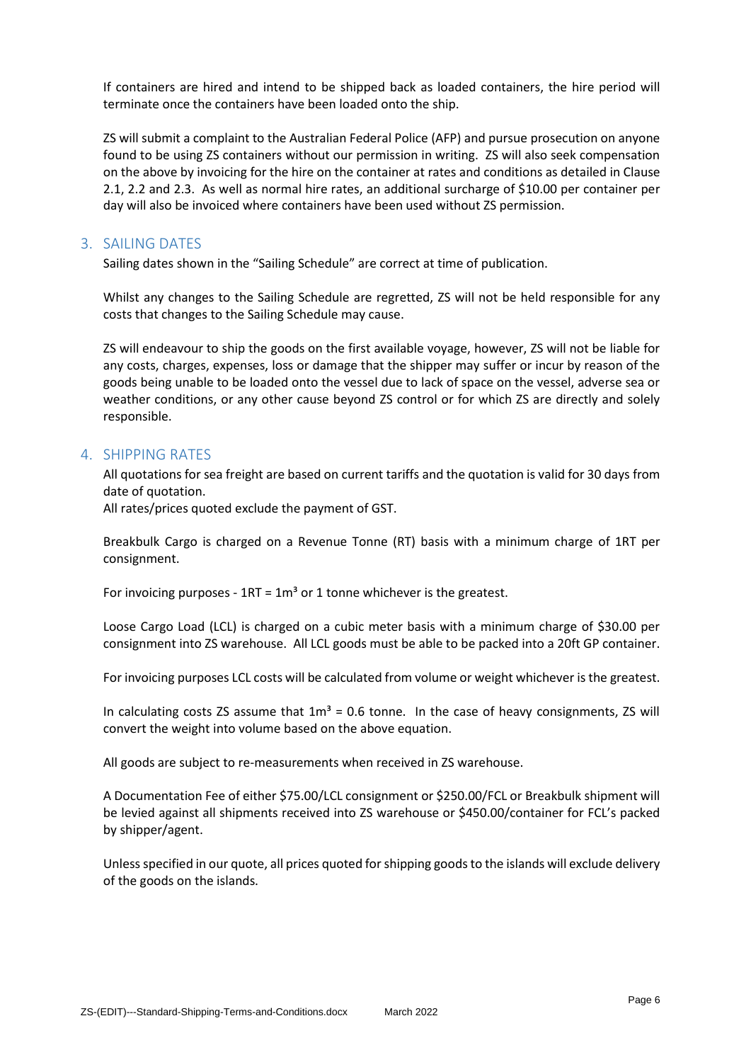If containers are hired and intend to be shipped back as loaded containers, the hire period will terminate once the containers have been loaded onto the ship.

ZS will submit a complaint to the Australian Federal Police (AFP) and pursue prosecution on anyone found to be using ZS containers without our permission in writing. ZS will also seek compensation on the above by invoicing for the hire on the container at rates and conditions as detailed in Clause 2.1, 2.2 and 2.3. As well as normal hire rates, an additional surcharge of $10.00 per container per day will also be invoiced where containers have been used without ZS permission.

## 3. SAILING DATES

Sailing dates shown in the "Sailing Schedule" are correct at time of publication.

Whilst any changes to the Sailing Schedule are regretted, ZS will not be held responsible for any costs that changes to the Sailing Schedule may cause.

ZS will endeavour to ship the goods on the first available voyage, however, ZS will not be liable for any costs, charges, expenses, loss or damage that the shipper may suffer or incur by reason of the goods being unable to be loaded onto the vessel due to lack of space on the vessel, adverse sea or weather conditions, or any other cause beyond ZS control or for which ZS are directly and solely responsible.

## 4. SHIPPING RATES

All quotations for sea freight are based on current tariffs and the quotation is valid for 30 days from date of quotation.
All rates/prices quoted exclude the payment of GST.

Breakbulk Cargo is charged on a Revenue Tonne (RT) basis with a minimum charge of 1RT per consignment.

For invoicing purposes - 1RT = $1m^3$ or 1 tonne whichever is the greatest.

Loose Cargo Load (LCL) is charged on a cubic meter basis with a minimum charge of $30.00 per consignment into ZS warehouse. All LCL goods must be able to be packed into a 20ft GP container.

For invoicing purposes LCL costs will be calculated from volume or weight whichever is the greatest.

In calculating costs ZS assume that $1m^3$ = 0.6 tonne. In the case of heavy consignments, ZS will convert the weight into volume based on the above equation.

All goods are subject to re-measurements when received in ZS warehouse.

A Documentation Fee of either $75.00/LCL consignment or $250.00/FCL or Breakbulk shipment will be levied against all shipments received into ZS warehouse or $450.00/container for FCL's packed by shipper/agent.

Unless specified in our quote, all prices quoted for shipping goods to the islands will exclude delivery of the goods on the islands.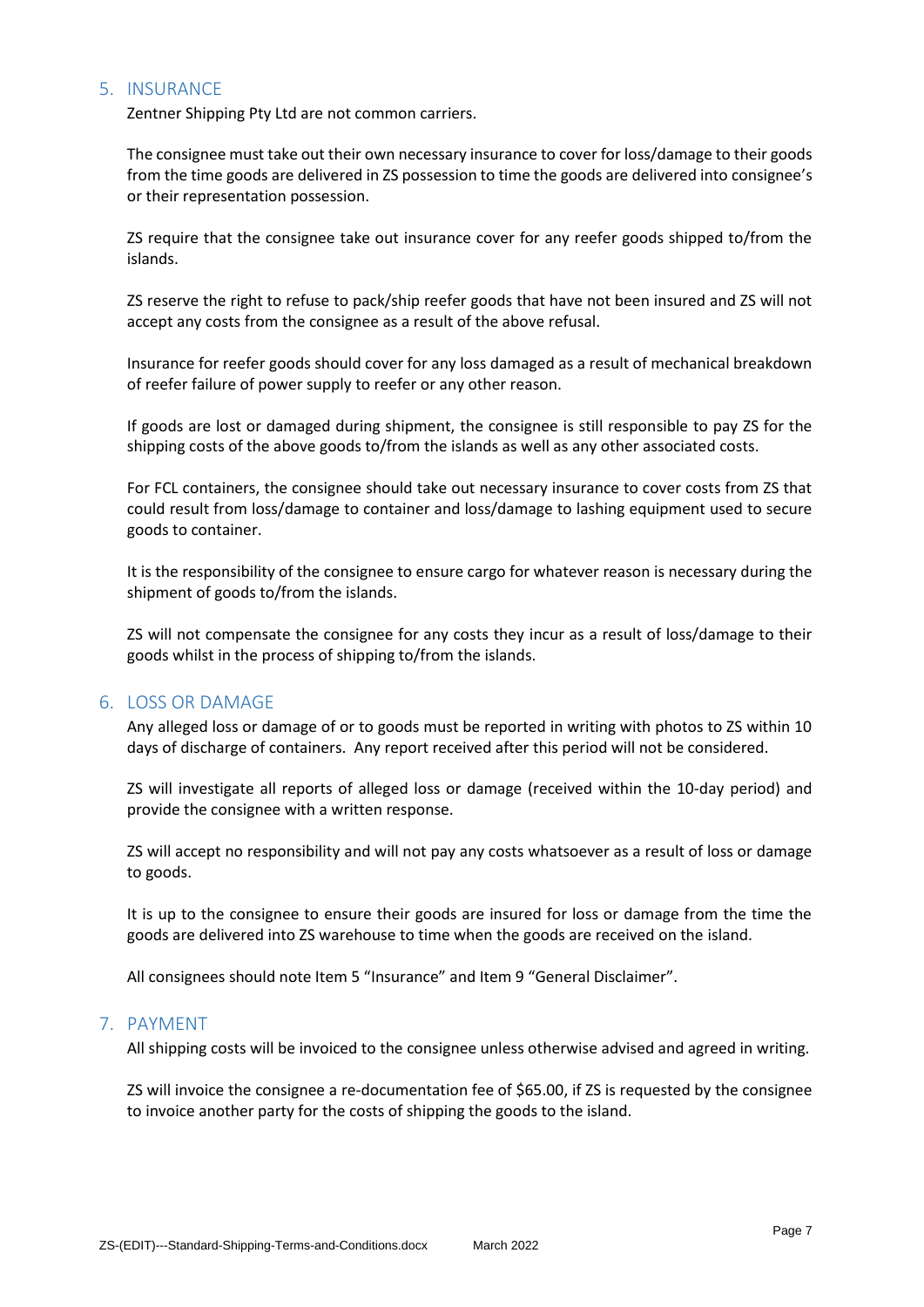## 5. INSURANCE

Zentner Shipping Pty Ltd are not common carriers.

The consignee must take out their own necessary insurance to cover for loss/damage to their goods from the time goods are delivered in ZS possession to time the goods are delivered into consignee's or their representation possession.

ZS require that the consignee take out insurance cover for any reefer goods shipped to/from the islands.

ZS reserve the right to refuse to pack/ship reefer goods that have not been insured and ZS will not accept any costs from the consignee as a result of the above refusal.

Insurance for reefer goods should cover for any loss damaged as a result of mechanical breakdown of reefer failure of power supply to reefer or any other reason.

If goods are lost or damaged during shipment, the consignee is still responsible to pay ZS for the shipping costs of the above goods to/from the islands as well as any other associated costs.

For FCL containers, the consignee should take out necessary insurance to cover costs from ZS that could result from loss/damage to container and loss/damage to lashing equipment used to secure goods to container.

It is the responsibility of the consignee to ensure cargo for whatever reason is necessary during the shipment of goods to/from the islands.

ZS will not compensate the consignee for any costs they incur as a result of loss/damage to their goods whilst in the process of shipping to/from the islands.

## 6. LOSS OR DAMAGE

Any alleged loss or damage of or to goods must be reported in writing with photos to ZS within 10 days of discharge of containers. Any report received after this period will not be considered.

ZS will investigate all reports of alleged loss or damage (received within the 10-day period) and provide the consignee with a written response.

ZS will accept no responsibility and will not pay any costs whatsoever as a result of loss or damage to goods.

It is up to the consignee to ensure their goods are insured for loss or damage from the time the goods are delivered into ZS warehouse to time when the goods are received on the island.

All consignees should note Item 5 "Insurance" and Item 9 "General Disclaimer".

## 7. PAYMENT

All shipping costs will be invoiced to the consignee unless otherwise advised and agreed in writing.

ZS will invoice the consignee a re-documentation fee of $65.00, if ZS is requested by the consignee to invoice another party for the costs of shipping the goods to the island.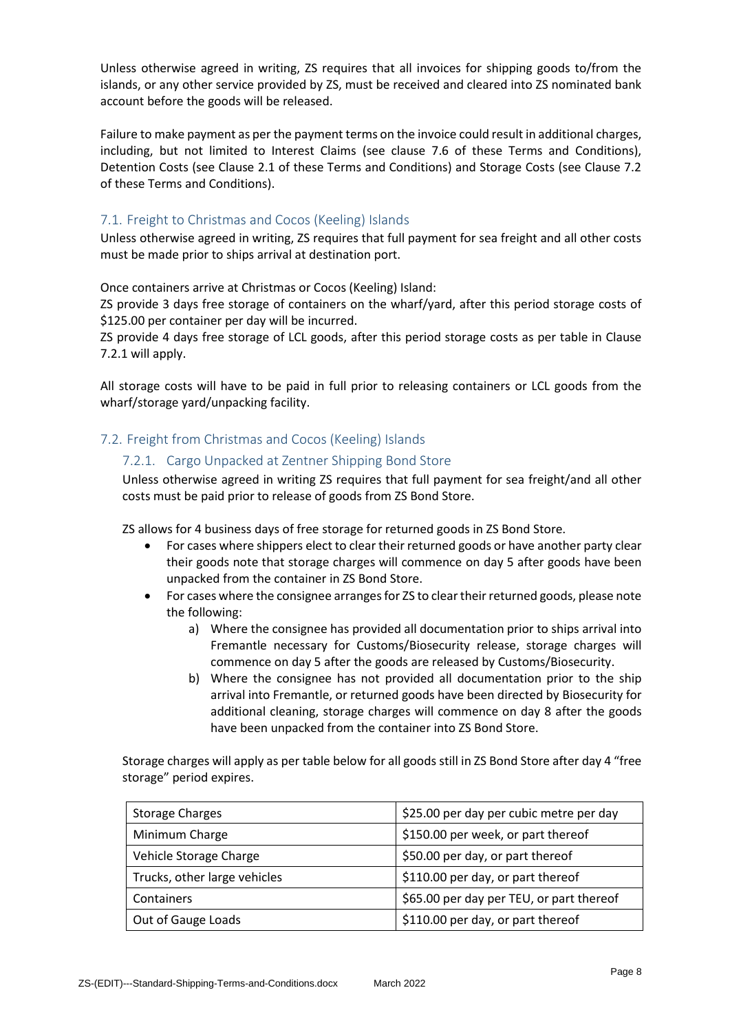Unless otherwise agreed in writing, ZS requires that all invoices for shipping goods to/from the islands, or any other service provided by ZS, must be received and cleared into ZS nominated bank account before the goods will be released.

Failure to make payment as per the payment terms on the invoice could result in additional charges, including, but not limited to Interest Claims (see clause 7.6 of these Terms and Conditions), Detention Costs (see Clause 2.1 of these Terms and Conditions) and Storage Costs (see Clause 7.2 of these Terms and Conditions).

## 7.1. Freight to Christmas and Cocos (Keeling) Islands

Unless otherwise agreed in writing, ZS requires that full payment for sea freight and all other costs must be made prior to ships arrival at destination port.

Once containers arrive at Christmas or Cocos (Keeling) Island:
ZS provide 3 days free storage of containers on the wharf/yard, after this period storage costs of $125.00 per container per day will be incurred.
ZS provide 4 days free storage of LCL goods, after this period storage costs as per table in Clause 7.2.1 will apply.

All storage costs will have to be paid in full prior to releasing containers or LCL goods from the wharf/storage yard/unpacking facility.

## 7.2. Freight from Christmas and Cocos (Keeling) Islands

### 7.2.1. Cargo Unpacked at Zentner Shipping Bond Store

Unless otherwise agreed in writing ZS requires that full payment for sea freight/and all other costs must be paid prior to release of goods from ZS Bond Store.

ZS allows for 4 business days of free storage for returned goods in ZS Bond Store.

- For cases where shippers elect to clear their returned goods or have another party clear their goods note that storage charges will commence on day 5 after goods have been unpacked from the container in ZS Bond Store.
- For cases where the consignee arranges for ZS to clear their returned goods, please note the following:
  a) Where the consignee has provided all documentation prior to ships arrival into Fremantle necessary for Customs/Biosecurity release, storage charges will commence on day 5 after the goods are released by Customs/Biosecurity.
  b) Where the consignee has not provided all documentation prior to the ship arrival into Fremantle, or returned goods have been directed by Biosecurity for additional cleaning, storage charges will commence on day 8 after the goods have been unpacked from the container into ZS Bond Store.

Storage charges will apply as per table below for all goods still in ZS Bond Store after day 4 "free storage" period expires.

| Storage Charges | $25.00 per day per cubic metre per day |
|---|---|
| Minimum Charge | $150.00 per week, or part thereof |
| Vehicle Storage Charge | $50.00 per day, or part thereof |
| Trucks, other large vehicles | $110.00 per day, or part thereof |
| Containers | $65.00 per day per TEU, or part thereof |
| Out of Gauge Loads | $110.00 per day, or part thereof |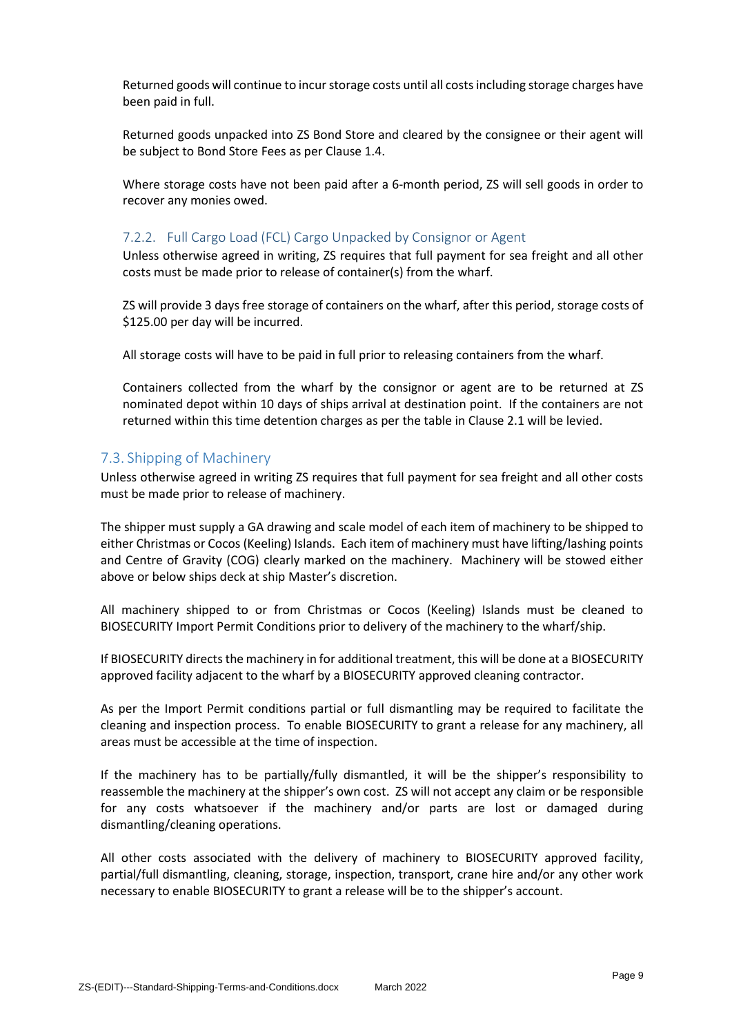Returned goods will continue to incur storage costs until all costs including storage charges have been paid in full.

Returned goods unpacked into ZS Bond Store and cleared by the consignee or their agent will be subject to Bond Store Fees as per Clause 1.4.

Where storage costs have not been paid after a 6-month period, ZS will sell goods in order to recover any monies owed.

### 7.2.2. Full Cargo Load (FCL) Cargo Unpacked by Consignor or Agent

Unless otherwise agreed in writing, ZS requires that full payment for sea freight and all other costs must be made prior to release of container(s) from the wharf.

ZS will provide 3 days free storage of containers on the wharf, after this period, storage costs of $125.00 per day will be incurred.

All storage costs will have to be paid in full prior to releasing containers from the wharf.

Containers collected from the wharf by the consignor or agent are to be returned at ZS nominated depot within 10 days of ships arrival at destination point. If the containers are not returned within this time detention charges as per the table in Clause 2.1 will be levied.

## 7.3. Shipping of Machinery

Unless otherwise agreed in writing ZS requires that full payment for sea freight and all other costs must be made prior to release of machinery.

The shipper must supply a GA drawing and scale model of each item of machinery to be shipped to either Christmas or Cocos (Keeling) Islands. Each item of machinery must have lifting/lashing points and Centre of Gravity (COG) clearly marked on the machinery. Machinery will be stowed either above or below ships deck at ship Master's discretion.

All machinery shipped to or from Christmas or Cocos (Keeling) Islands must be cleaned to BIOSECURITY Import Permit Conditions prior to delivery of the machinery to the wharf/ship.

If BIOSECURITY directs the machinery in for additional treatment, this will be done at a BIOSECURITY approved facility adjacent to the wharf by a BIOSECURITY approved cleaning contractor.

As per the Import Permit conditions partial or full dismantling may be required to facilitate the cleaning and inspection process. To enable BIOSECURITY to grant a release for any machinery, all areas must be accessible at the time of inspection.

If the machinery has to be partially/fully dismantled, it will be the shipper's responsibility to reassemble the machinery at the shipper's own cost. ZS will not accept any claim or be responsible for any costs whatsoever if the machinery and/or parts are lost or damaged during dismantling/cleaning operations.

All other costs associated with the delivery of machinery to BIOSECURITY approved facility, partial/full dismantling, cleaning, storage, inspection, transport, crane hire and/or any other work necessary to enable BIOSECURITY to grant a release will be to the shipper's account.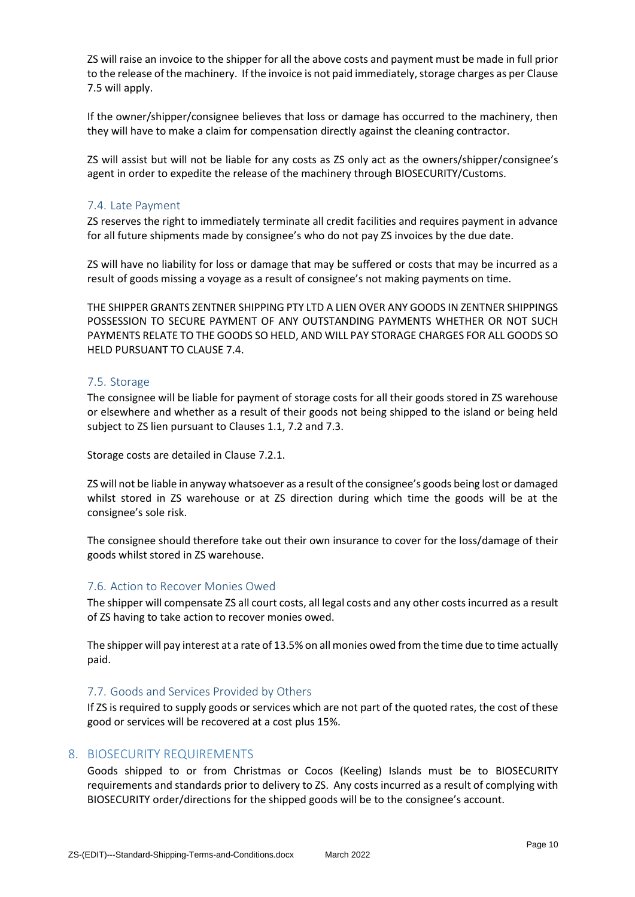ZS will raise an invoice to the shipper for all the above costs and payment must be made in full prior to the release of the machinery. If the invoice is not paid immediately, storage charges as per Clause 7.5 will apply.

If the owner/shipper/consignee believes that loss or damage has occurred to the machinery, then they will have to make a claim for compensation directly against the cleaning contractor.

ZS will assist but will not be liable for any costs as ZS only act as the owners/shipper/consignee's agent in order to expedite the release of the machinery through BIOSECURITY/Customs.

### 7.4. Late Payment

ZS reserves the right to immediately terminate all credit facilities and requires payment in advance for all future shipments made by consignee's who do not pay ZS invoices by the due date.

ZS will have no liability for loss or damage that may be suffered or costs that may be incurred as a result of goods missing a voyage as a result of consignee's not making payments on time.

THE SHIPPER GRANTS ZENTNER SHIPPING PTY LTD A LIEN OVER ANY GOODS IN ZENTNER SHIPPINGS POSSESSION TO SECURE PAYMENT OF ANY OUTSTANDING PAYMENTS WHETHER OR NOT SUCH PAYMENTS RELATE TO THE GOODS SO HELD, AND WILL PAY STORAGE CHARGES FOR ALL GOODS SO HELD PURSUANT TO CLAUSE 7.4.

### 7.5. Storage

The consignee will be liable for payment of storage costs for all their goods stored in ZS warehouse or elsewhere and whether as a result of their goods not being shipped to the island or being held subject to ZS lien pursuant to Clauses 1.1, 7.2 and 7.3.

Storage costs are detailed in Clause 7.2.1.

ZS will not be liable in anyway whatsoever as a result of the consignee's goods being lost or damaged whilst stored in ZS warehouse or at ZS direction during which time the goods will be at the consignee's sole risk.

The consignee should therefore take out their own insurance to cover for the loss/damage of their goods whilst stored in ZS warehouse.

### 7.6. Action to Recover Monies Owed

The shipper will compensate ZS all court costs, all legal costs and any other costs incurred as a result of ZS having to take action to recover monies owed.

The shipper will pay interest at a rate of 13.5% on all monies owed from the time due to time actually paid.

### 7.7. Goods and Services Provided by Others

If ZS is required to supply goods or services which are not part of the quoted rates, the cost of these good or services will be recovered at a cost plus 15%.

## 8. BIOSECURITY REQUIREMENTS

Goods shipped to or from Christmas or Cocos (Keeling) Islands must be to BIOSECURITY requirements and standards prior to delivery to ZS. Any costs incurred as a result of complying with BIOSECURITY order/directions for the shipped goods will be to the consignee's account.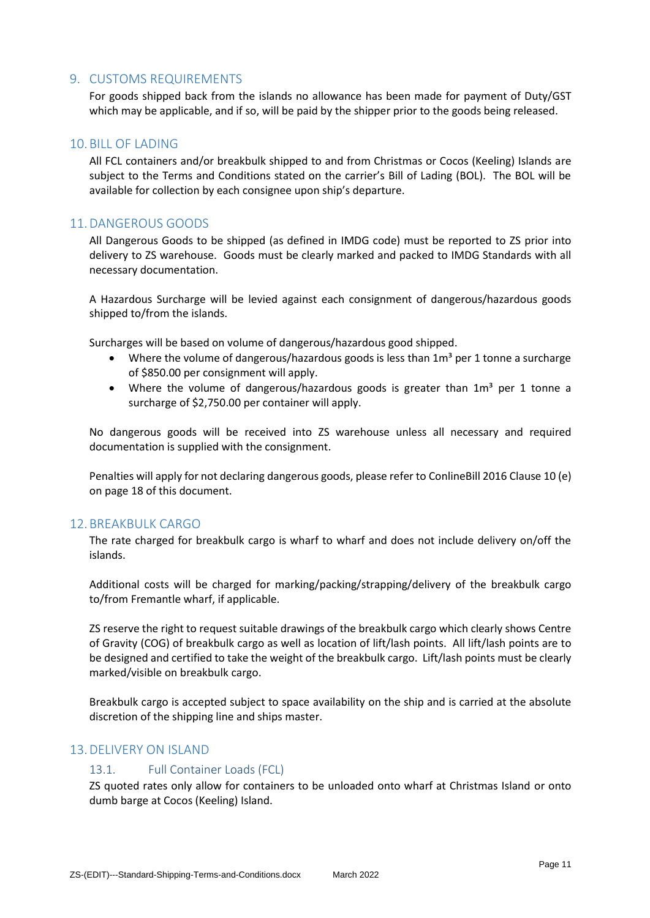## 9. CUSTOMS REQUIREMENTS

For goods shipped back from the islands no allowance has been made for payment of Duty/GST which may be applicable, and if so, will be paid by the shipper prior to the goods being released.

## 10. BILL OF LADING

All FCL containers and/or breakbulk shipped to and from Christmas or Cocos (Keeling) Islands are subject to the Terms and Conditions stated on the carrier's Bill of Lading (BOL). The BOL will be available for collection by each consignee upon ship's departure.

## 11. DANGEROUS GOODS

All Dangerous Goods to be shipped (as defined in IMDG code) must be reported to ZS prior into delivery to ZS warehouse. Goods must be clearly marked and packed to IMDG Standards with all necessary documentation.

A Hazardous Surcharge will be levied against each consignment of dangerous/hazardous goods shipped to/from the islands.

Surcharges will be based on volume of dangerous/hazardous good shipped.

- Where the volume of dangerous/hazardous goods is less than $1m^3$ per 1 tonne a surcharge of $850.00 per consignment will apply.
- Where the volume of dangerous/hazardous goods is greater than $1m^3$ per 1 tonne a surcharge of $2,750.00 per container will apply.

No dangerous goods will be received into ZS warehouse unless all necessary and required documentation is supplied with the consignment.

Penalties will apply for not declaring dangerous goods, please refer to ConlineBill 2016 Clause 10 (e) on page 18 of this document.

## 12. BREAKBULK CARGO

The rate charged for breakbulk cargo is wharf to wharf and does not include delivery on/off the islands.

Additional costs will be charged for marking/packing/strapping/delivery of the breakbulk cargo to/from Fremantle wharf, if applicable.

ZS reserve the right to request suitable drawings of the breakbulk cargo which clearly shows Centre of Gravity (COG) of breakbulk cargo as well as location of lift/lash points. All lift/lash points are to be designed and certified to take the weight of the breakbulk cargo. Lift/lash points must be clearly marked/visible on breakbulk cargo.

Breakbulk cargo is accepted subject to space availability on the ship and is carried at the absolute discretion of the shipping line and ships master.

## 13. DELIVERY ON ISLAND

### 13.1. Full Container Loads (FCL)

ZS quoted rates only allow for containers to be unloaded onto wharf at Christmas Island or onto dumb barge at Cocos (Keeling) Island.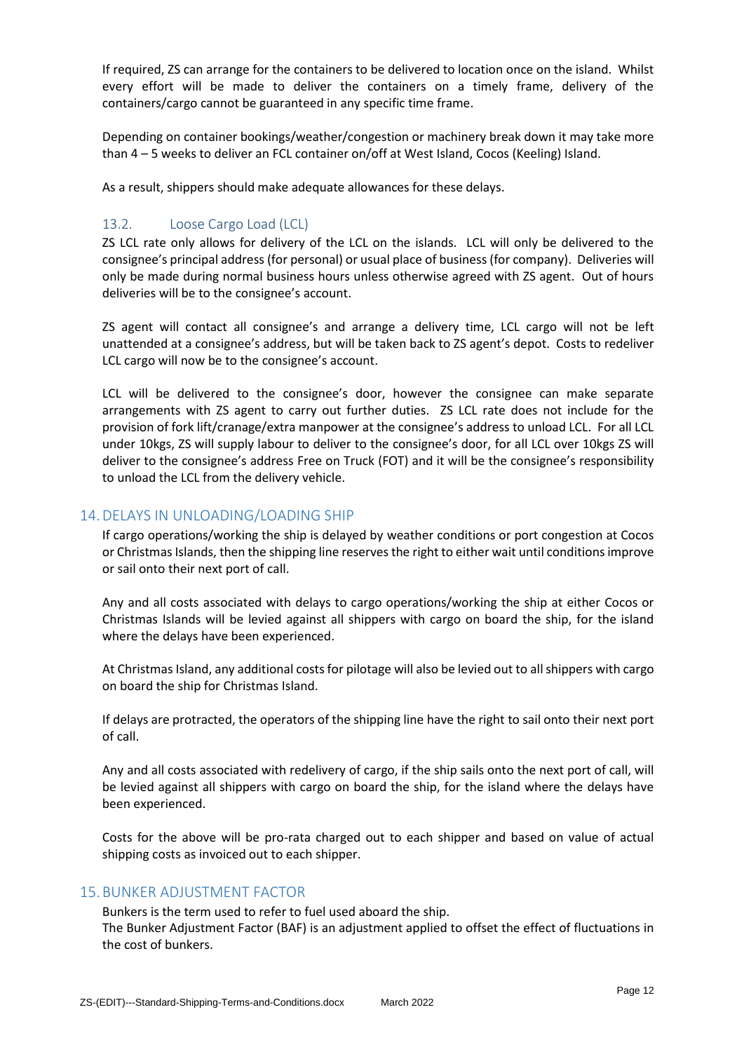If required, ZS can arrange for the containers to be delivered to location once on the island. Whilst every effort will be made to deliver the containers on a timely frame, delivery of the containers/cargo cannot be guaranteed in any specific time frame.

Depending on container bookings/weather/congestion or machinery break down it may take more than 4 – 5 weeks to deliver an FCL container on/off at West Island, Cocos (Keeling) Island.

As a result, shippers should make adequate allowances for these delays.

### 13.2. Loose Cargo Load (LCL)

ZS LCL rate only allows for delivery of the LCL on the islands. LCL will only be delivered to the consignee's principal address (for personal) or usual place of business (for company). Deliveries will only be made during normal business hours unless otherwise agreed with ZS agent. Out of hours deliveries will be to the consignee's account.

ZS agent will contact all consignee's and arrange a delivery time, LCL cargo will not be left unattended at a consignee's address, but will be taken back to ZS agent's depot. Costs to redeliver LCL cargo will now be to the consignee's account.

LCL will be delivered to the consignee's door, however the consignee can make separate arrangements with ZS agent to carry out further duties. ZS LCL rate does not include for the provision of fork lift/cranage/extra manpower at the consignee's address to unload LCL. For all LCL under 10kgs, ZS will supply labour to deliver to the consignee's door, for all LCL over 10kgs ZS will deliver to the consignee's address Free on Truck (FOT) and it will be the consignee's responsibility to unload the LCL from the delivery vehicle.

## 14. DELAYS IN UNLOADING/LOADING SHIP

If cargo operations/working the ship is delayed by weather conditions or port congestion at Cocos or Christmas Islands, then the shipping line reserves the right to either wait until conditions improve or sail onto their next port of call.

Any and all costs associated with delays to cargo operations/working the ship at either Cocos or Christmas Islands will be levied against all shippers with cargo on board the ship, for the island where the delays have been experienced.

At Christmas Island, any additional costs for pilotage will also be levied out to all shippers with cargo on board the ship for Christmas Island.

If delays are protracted, the operators of the shipping line have the right to sail onto their next port of call.

Any and all costs associated with redelivery of cargo, if the ship sails onto the next port of call, will be levied against all shippers with cargo on board the ship, for the island where the delays have been experienced.

Costs for the above will be pro-rata charged out to each shipper and based on value of actual shipping costs as invoiced out to each shipper.

## 15. BUNKER ADJUSTMENT FACTOR

Bunkers is the term used to refer to fuel used aboard the ship.
The Bunker Adjustment Factor (BAF) is an adjustment applied to offset the effect of fluctuations in the cost of bunkers.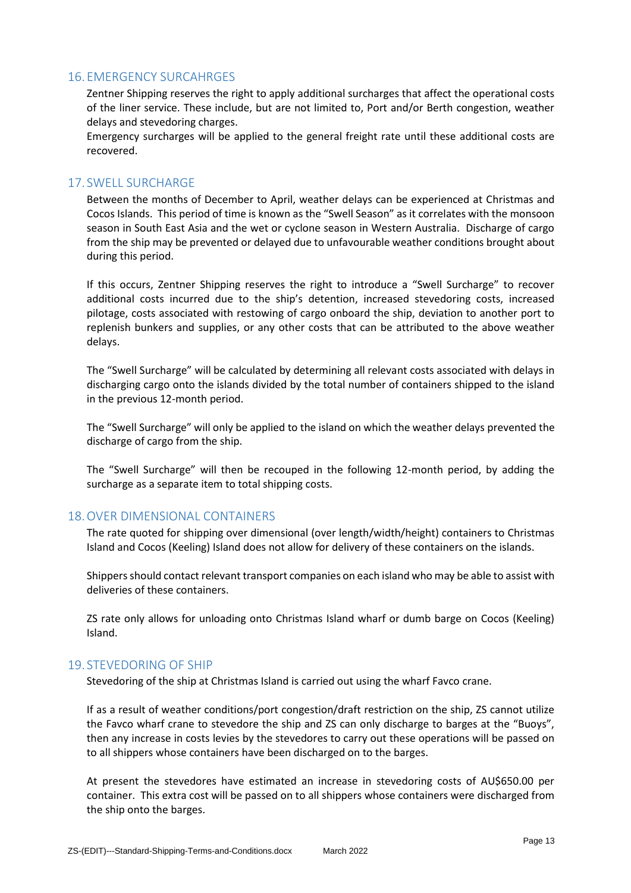## 16. EMERGENCY SURCAHRGES

Zentner Shipping reserves the right to apply additional surcharges that affect the operational costs of the liner service. These include, but are not limited to, Port and/or Berth congestion, weather delays and stevedoring charges.

Emergency surcharges will be applied to the general freight rate until these additional costs are recovered.

## 17. SWELL SURCHARGE

Between the months of December to April, weather delays can be experienced at Christmas and Cocos Islands. This period of time is known as the "Swell Season" as it correlates with the monsoon season in South East Asia and the wet or cyclone season in Western Australia. Discharge of cargo from the ship may be prevented or delayed due to unfavourable weather conditions brought about during this period.

If this occurs, Zentner Shipping reserves the right to introduce a "Swell Surcharge" to recover additional costs incurred due to the ship's detention, increased stevedoring costs, increased pilotage, costs associated with restowing of cargo onboard the ship, deviation to another port to replenish bunkers and supplies, or any other costs that can be attributed to the above weather delays.

The "Swell Surcharge" will be calculated by determining all relevant costs associated with delays in discharging cargo onto the islands divided by the total number of containers shipped to the island in the previous 12-month period.

The "Swell Surcharge" will only be applied to the island on which the weather delays prevented the discharge of cargo from the ship.

The "Swell Surcharge" will then be recouped in the following 12-month period, by adding the surcharge as a separate item to total shipping costs.

## 18. OVER DIMENSIONAL CONTAINERS

The rate quoted for shipping over dimensional (over length/width/height) containers to Christmas Island and Cocos (Keeling) Island does not allow for delivery of these containers on the islands.

Shippers should contact relevant transport companies on each island who may be able to assist with deliveries of these containers.

ZS rate only allows for unloading onto Christmas Island wharf or dumb barge on Cocos (Keeling) Island.

## 19. STEVEDORING OF SHIP

Stevedoring of the ship at Christmas Island is carried out using the wharf Favco crane.

If as a result of weather conditions/port congestion/draft restriction on the ship, ZS cannot utilize the Favco wharf crane to stevedore the ship and ZS can only discharge to barges at the "Buoys", then any increase in costs levies by the stevedores to carry out these operations will be passed on to all shippers whose containers have been discharged on to the barges.

At present the stevedores have estimated an increase in stevedoring costs of AU$650.00 per container. This extra cost will be passed on to all shippers whose containers were discharged from the ship onto the barges.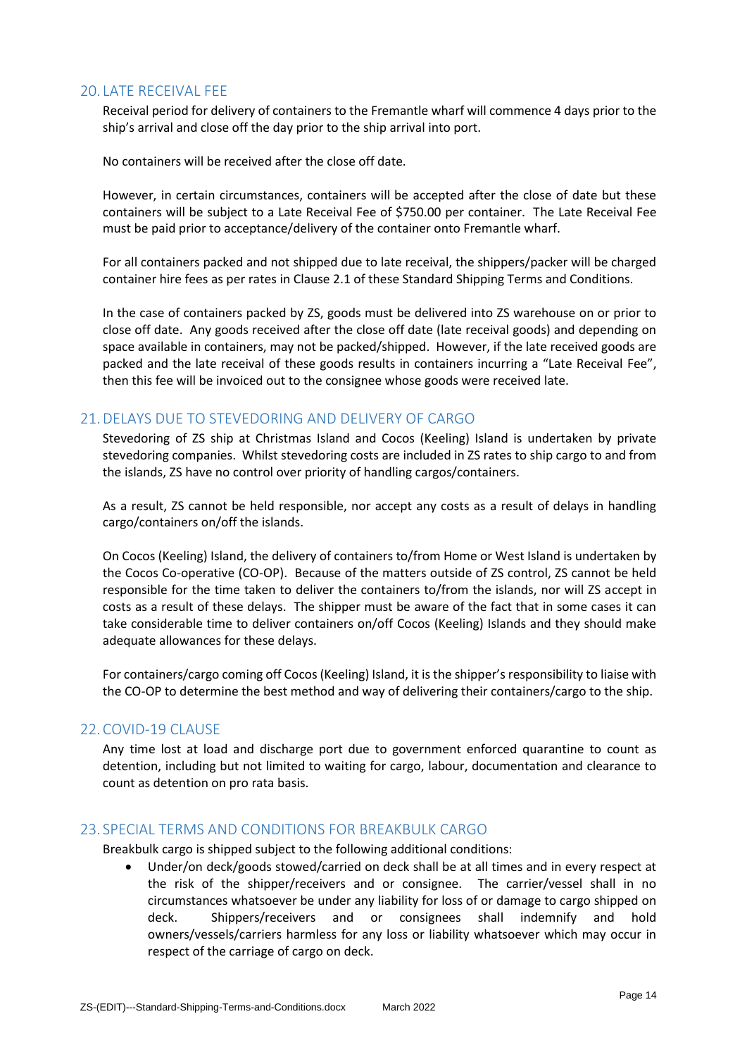## 20. LATE RECEIVAL FEE

Receival period for delivery of containers to the Fremantle wharf will commence 4 days prior to the ship's arrival and close off the day prior to the ship arrival into port.

No containers will be received after the close off date.

However, in certain circumstances, containers will be accepted after the close of date but these containers will be subject to a Late Receival Fee of $750.00 per container. The Late Receival Fee must be paid prior to acceptance/delivery of the container onto Fremantle wharf.

For all containers packed and not shipped due to late receival, the shippers/packer will be charged container hire fees as per rates in Clause 2.1 of these Standard Shipping Terms and Conditions.

In the case of containers packed by ZS, goods must be delivered into ZS warehouse on or prior to close off date. Any goods received after the close off date (late receival goods) and depending on space available in containers, may not be packed/shipped. However, if the late received goods are packed and the late receival of these goods results in containers incurring a "Late Receival Fee", then this fee will be invoiced out to the consignee whose goods were received late.

## 21. DELAYS DUE TO STEVEDORING AND DELIVERY OF CARGO

Stevedoring of ZS ship at Christmas Island and Cocos (Keeling) Island is undertaken by private stevedoring companies. Whilst stevedoring costs are included in ZS rates to ship cargo to and from the islands, ZS have no control over priority of handling cargos/containers.

As a result, ZS cannot be held responsible, nor accept any costs as a result of delays in handling cargo/containers on/off the islands.

On Cocos (Keeling) Island, the delivery of containers to/from Home or West Island is undertaken by the Cocos Co-operative (CO-OP). Because of the matters outside of ZS control, ZS cannot be held responsible for the time taken to deliver the containers to/from the islands, nor will ZS accept in costs as a result of these delays. The shipper must be aware of the fact that in some cases it can take considerable time to deliver containers on/off Cocos (Keeling) Islands and they should make adequate allowances for these delays.

For containers/cargo coming off Cocos (Keeling) Island, it is the shipper's responsibility to liaise with the CO-OP to determine the best method and way of delivering their containers/cargo to the ship.

## 22. COVID-19 CLAUSE

Any time lost at load and discharge port due to government enforced quarantine to count as detention, including but not limited to waiting for cargo, labour, documentation and clearance to count as detention on pro rata basis.

## 23. SPECIAL TERMS AND CONDITIONS FOR BREAKBULK CARGO

Breakbulk cargo is shipped subject to the following additional conditions:

- Under/on deck/goods stowed/carried on deck shall be at all times and in every respect at the risk of the shipper/receivers and or consignee. The carrier/vessel shall in no circumstances whatsoever be under any liability for loss of or damage to cargo shipped on deck. Shippers/receivers and or consignees shall indemnify and hold owners/vessels/carriers harmless for any loss or liability whatsoever which may occur in respect of the carriage of cargo on deck.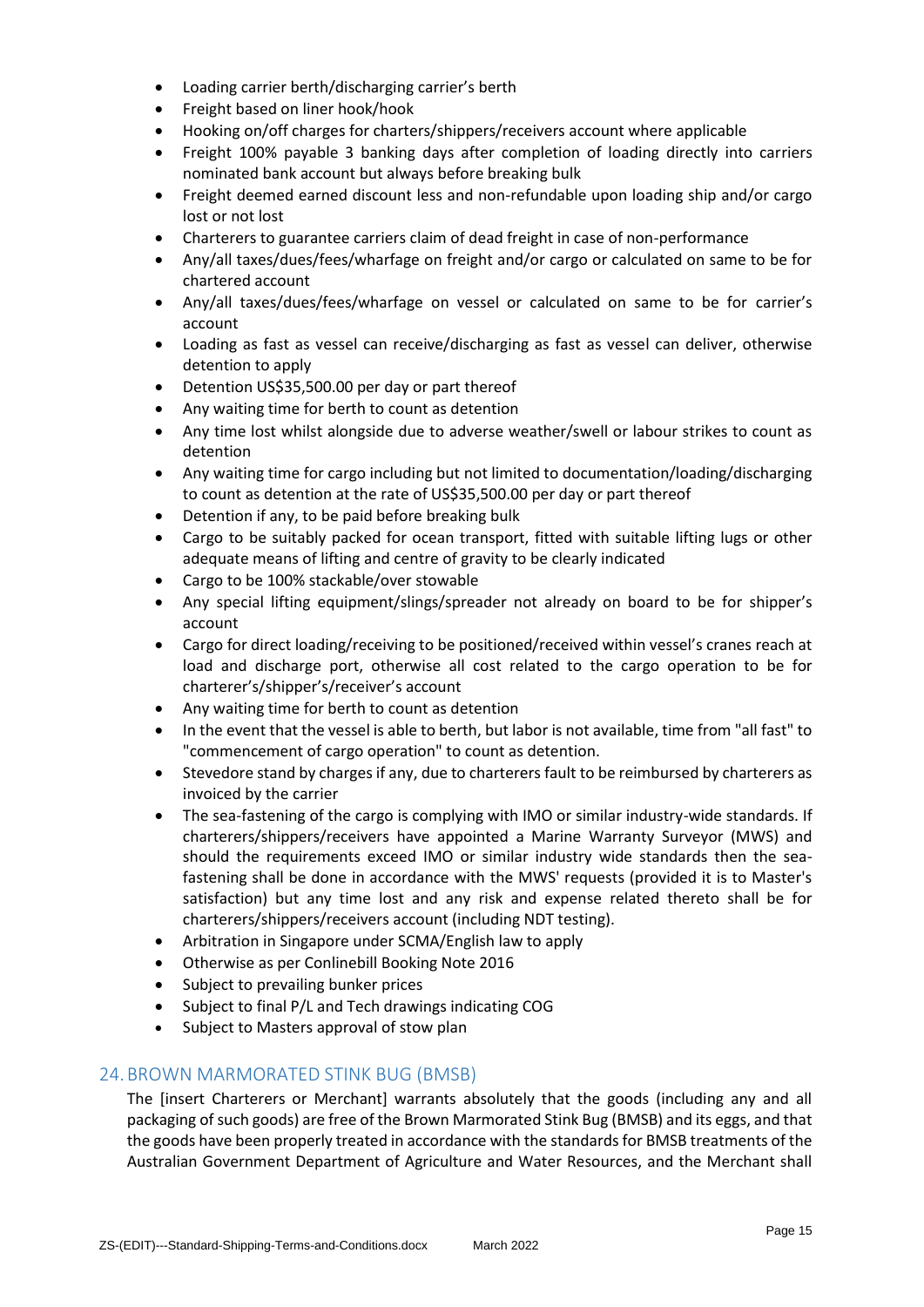- Loading carrier berth/discharging carrier's berth
- Freight based on liner hook/hook
- Hooking on/off charges for charters/shippers/receivers account where applicable
- Freight 100% payable 3 banking days after completion of loading directly into carriers nominated bank account but always before breaking bulk
- Freight deemed earned discount less and non-refundable upon loading ship and/or cargo lost or not lost
- Charterers to guarantee carriers claim of dead freight in case of non-performance
- Any/all taxes/dues/fees/wharfage on freight and/or cargo or calculated on same to be for chartered account
- Any/all taxes/dues/fees/wharfage on vessel or calculated on same to be for carrier's account
- Loading as fast as vessel can receive/discharging as fast as vessel can deliver, otherwise detention to apply
- Detention US$35,500.00 per day or part thereof
- Any waiting time for berth to count as detention
- Any time lost whilst alongside due to adverse weather/swell or labour strikes to count as detention
- Any waiting time for cargo including but not limited to documentation/loading/discharging to count as detention at the rate of US$35,500.00 per day or part thereof
- Detention if any, to be paid before breaking bulk
- Cargo to be suitably packed for ocean transport, fitted with suitable lifting lugs or other adequate means of lifting and centre of gravity to be clearly indicated
- Cargo to be 100% stackable/over stowable
- Any special lifting equipment/slings/spreader not already on board to be for shipper's account
- Cargo for direct loading/receiving to be positioned/received within vessel's cranes reach at load and discharge port, otherwise all cost related to the cargo operation to be for charterer's/shipper's/receiver's account
- Any waiting time for berth to count as detention
- In the event that the vessel is able to berth, but labor is not available, time from "all fast" to "commencement of cargo operation" to count as detention.
- Stevedore stand by charges if any, due to charterers fault to be reimbursed by charterers as invoiced by the carrier
- The sea-fastening of the cargo is complying with IMO or similar industry-wide standards. If charterers/shippers/receivers have appointed a Marine Warranty Surveyor (MWS) and should the requirements exceed IMO or similar industry wide standards then the sea-fastening shall be done in accordance with the MWS' requests (provided it is to Master's satisfaction) but any time lost and any risk and expense related thereto shall be for charterers/shippers/receivers account (including NDT testing).
- Arbitration in Singapore under SCMA/English law to apply
- Otherwise as per Conlinebill Booking Note 2016
- Subject to prevailing bunker prices
- Subject to final P/L and Tech drawings indicating COG
- Subject to Masters approval of stow plan

## 24. BROWN MARMORATED STINK BUG (BMSB)

The [insert Charterers or Merchant] warrants absolutely that the goods (including any and all packaging of such goods) are free of the Brown Marmorated Stink Bug (BMSB) and its eggs, and that the goods have been properly treated in accordance with the standards for BMSB treatments of the Australian Government Department of Agriculture and Water Resources, and the Merchant shall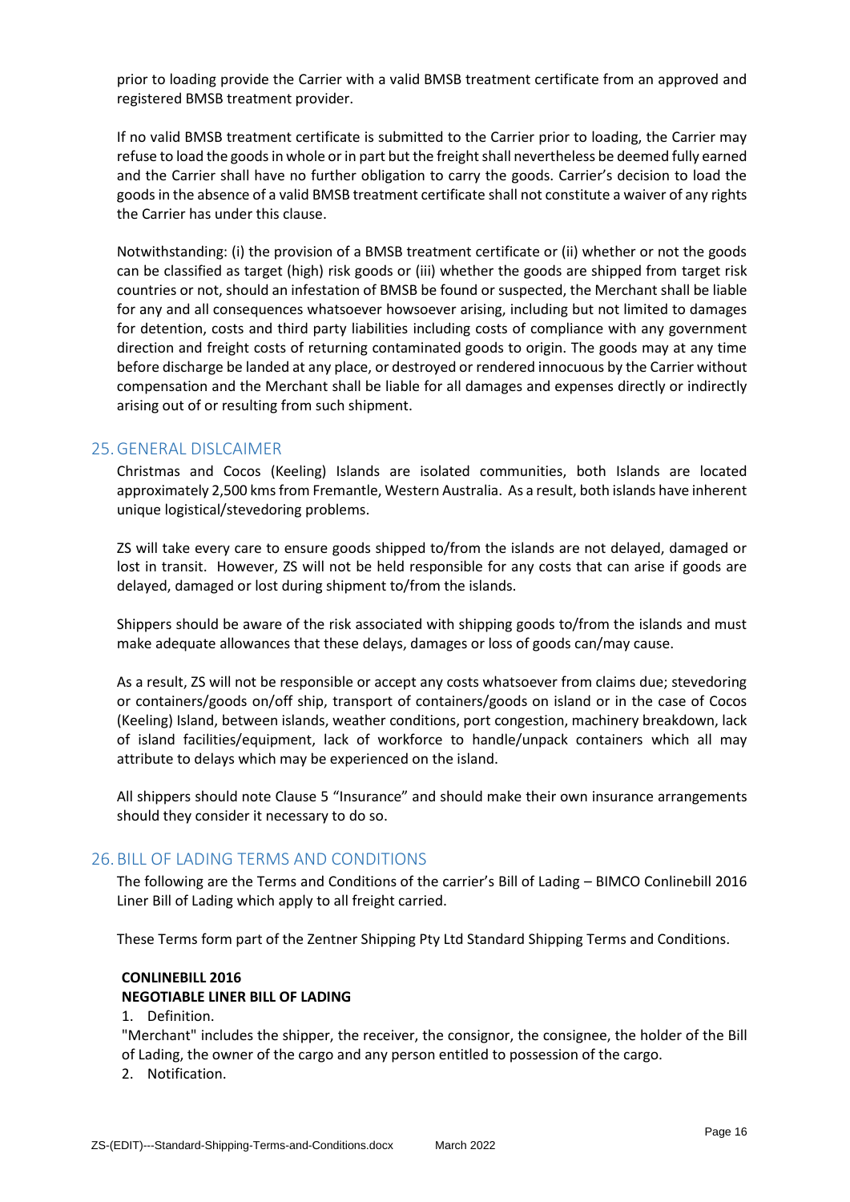prior to loading provide the Carrier with a valid BMSB treatment certificate from an approved and registered BMSB treatment provider.

If no valid BMSB treatment certificate is submitted to the Carrier prior to loading, the Carrier may refuse to load the goods in whole or in part but the freight shall nevertheless be deemed fully earned and the Carrier shall have no further obligation to carry the goods. Carrier's decision to load the goods in the absence of a valid BMSB treatment certificate shall not constitute a waiver of any rights the Carrier has under this clause.

Notwithstanding: (i) the provision of a BMSB treatment certificate or (ii) whether or not the goods can be classified as target (high) risk goods or (iii) whether the goods are shipped from target risk countries or not, should an infestation of BMSB be found or suspected, the Merchant shall be liable for any and all consequences whatsoever howsoever arising, including but not limited to damages for detention, costs and third party liabilities including costs of compliance with any government direction and freight costs of returning contaminated goods to origin. The goods may at any time before discharge be landed at any place, or destroyed or rendered innocuous by the Carrier without compensation and the Merchant shall be liable for all damages and expenses directly or indirectly arising out of or resulting from such shipment.

## 25. GENERAL DISLCAIMER

Christmas and Cocos (Keeling) Islands are isolated communities, both Islands are located approximately 2,500 kms from Fremantle, Western Australia. As a result, both islands have inherent unique logistical/stevedoring problems.

ZS will take every care to ensure goods shipped to/from the islands are not delayed, damaged or lost in transit. However, ZS will not be held responsible for any costs that can arise if goods are delayed, damaged or lost during shipment to/from the islands.

Shippers should be aware of the risk associated with shipping goods to/from the islands and must make adequate allowances that these delays, damages or loss of goods can/may cause.

As a result, ZS will not be responsible or accept any costs whatsoever from claims due; stevedoring or containers/goods on/off ship, transport of containers/goods on island or in the case of Cocos (Keeling) Island, between islands, weather conditions, port congestion, machinery breakdown, lack of island facilities/equipment, lack of workforce to handle/unpack containers which all may attribute to delays which may be experienced on the island.

All shippers should note Clause 5 "Insurance" and should make their own insurance arrangements should they consider it necessary to do so.

## 26. BILL OF LADING TERMS AND CONDITIONS

The following are the Terms and Conditions of the carrier's Bill of Lading – BIMCO Conlinebill 2016 Liner Bill of Lading which apply to all freight carried.

These Terms form part of the Zentner Shipping Pty Ltd Standard Shipping Terms and Conditions.

**CONLINEBILL 2016**
**NEGOTIABLE LINER BILL OF LADING**

1. Definition.

"Merchant" includes the shipper, the receiver, the consignor, the consignee, the holder of the Bill of Lading, the owner of the cargo and any person entitled to possession of the cargo.

2. Notification.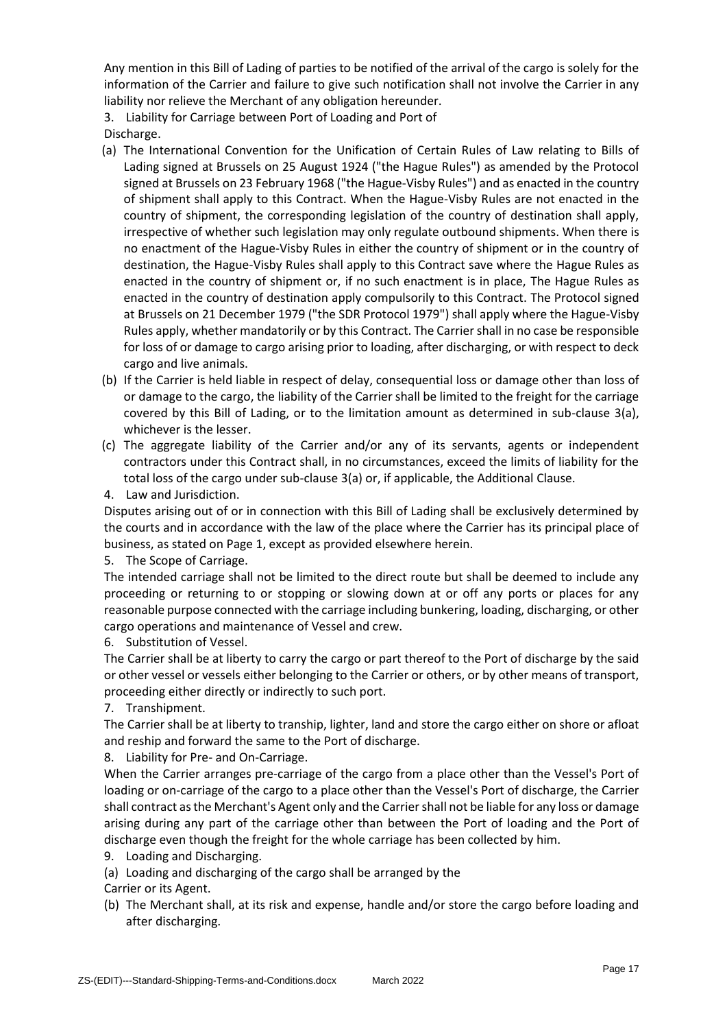Any mention in this Bill of Lading of parties to be notified of the arrival of the cargo is solely for the information of the Carrier and failure to give such notification shall not involve the Carrier in any liability nor relieve the Merchant of any obligation hereunder.

3. Liability for Carriage between Port of Loading and Port of Discharge.

(a) The International Convention for the Unification of Certain Rules of Law relating to Bills of Lading signed at Brussels on 25 August 1924 ("the Hague Rules") as amended by the Protocol signed at Brussels on 23 February 1968 ("the Hague-Visby Rules") and as enacted in the country of shipment shall apply to this Contract. When the Hague-Visby Rules are not enacted in the country of shipment, the corresponding legislation of the country of destination shall apply, irrespective of whether such legislation may only regulate outbound shipments. When there is no enactment of the Hague-Visby Rules in either the country of shipment or in the country of destination, the Hague-Visby Rules shall apply to this Contract save where the Hague Rules as enacted in the country of shipment or, if no such enactment is in place, The Hague Rules as enacted in the country of destination apply compulsorily to this Contract. The Protocol signed at Brussels on 21 December 1979 ("the SDR Protocol 1979") shall apply where the Hague-Visby Rules apply, whether mandatorily or by this Contract. The Carrier shall in no case be responsible for loss of or damage to cargo arising prior to loading, after discharging, or with respect to deck cargo and live animals.

(b) If the Carrier is held liable in respect of delay, consequential loss or damage other than loss of or damage to the cargo, the liability of the Carrier shall be limited to the freight for the carriage covered by this Bill of Lading, or to the limitation amount as determined in sub-clause 3(a), whichever is the lesser.

(c) The aggregate liability of the Carrier and/or any of its servants, agents or independent contractors under this Contract shall, in no circumstances, exceed the limits of liability for the total loss of the cargo under sub-clause 3(a) or, if applicable, the Additional Clause.

4. Law and Jurisdiction.

Disputes arising out of or in connection with this Bill of Lading shall be exclusively determined by the courts and in accordance with the law of the place where the Carrier has its principal place of business, as stated on Page 1, except as provided elsewhere herein.

5. The Scope of Carriage.

The intended carriage shall not be limited to the direct route but shall be deemed to include any proceeding or returning to or stopping or slowing down at or off any ports or places for any reasonable purpose connected with the carriage including bunkering, loading, discharging, or other cargo operations and maintenance of Vessel and crew.

6. Substitution of Vessel.

The Carrier shall be at liberty to carry the cargo or part thereof to the Port of discharge by the said or other vessel or vessels either belonging to the Carrier or others, or by other means of transport, proceeding either directly or indirectly to such port.

7. Transhipment.

The Carrier shall be at liberty to tranship, lighter, land and store the cargo either on shore or afloat and reship and forward the same to the Port of discharge.

8. Liability for Pre- and On-Carriage.

When the Carrier arranges pre-carriage of the cargo from a place other than the Vessel's Port of loading or on-carriage of the cargo to a place other than the Vessel's Port of discharge, the Carrier shall contract as the Merchant's Agent only and the Carrier shall not be liable for any loss or damage arising during any part of the carriage other than between the Port of loading and the Port of discharge even though the freight for the whole carriage has been collected by him.

9. Loading and Discharging.

(a) Loading and discharging of the cargo shall be arranged by the Carrier or its Agent.

(b) The Merchant shall, at its risk and expense, handle and/or store the cargo before loading and after discharging.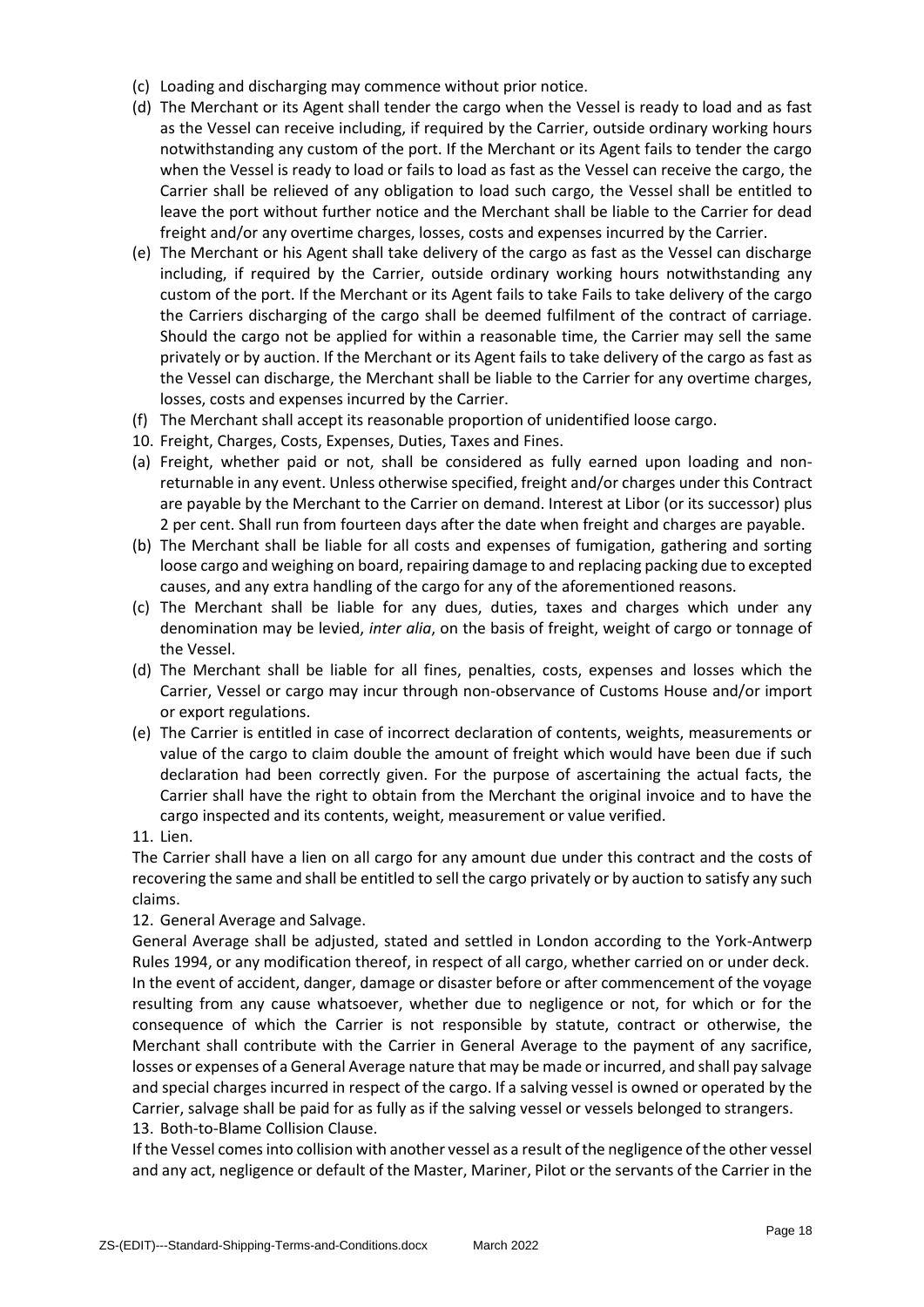(c) Loading and discharging may commence without prior notice.

(d) The Merchant or its Agent shall tender the cargo when the Vessel is ready to load and as fast as the Vessel can receive including, if required by the Carrier, outside ordinary working hours notwithstanding any custom of the port. If the Merchant or its Agent fails to tender the cargo when the Vessel is ready to load or fails to load as fast as the Vessel can receive the cargo, the Carrier shall be relieved of any obligation to load such cargo, the Vessel shall be entitled to leave the port without further notice and the Merchant shall be liable to the Carrier for dead freight and/or any overtime charges, losses, costs and expenses incurred by the Carrier.

(e) The Merchant or his Agent shall take delivery of the cargo as fast as the Vessel can discharge including, if required by the Carrier, outside ordinary working hours notwithstanding any custom of the port. If the Merchant or its Agent fails to take Fails to take delivery of the cargo the Carriers discharging of the cargo shall be deemed fulfilment of the contract of carriage. Should the cargo not be applied for within a reasonable time, the Carrier may sell the same privately or by auction. If the Merchant or its Agent fails to take delivery of the cargo as fast as the Vessel can discharge, the Merchant shall be liable to the Carrier for any overtime charges, losses, costs and expenses incurred by the Carrier.

(f) The Merchant shall accept its reasonable proportion of unidentified loose cargo.

10. Freight, Charges, Costs, Expenses, Duties, Taxes and Fines.

(a) Freight, whether paid or not, shall be considered as fully earned upon loading and non-returnable in any event. Unless otherwise specified, freight and/or charges under this Contract are payable by the Merchant to the Carrier on demand. Interest at Libor (or its successor) plus 2 per cent. Shall run from fourteen days after the date when freight and charges are payable.

(b) The Merchant shall be liable for all costs and expenses of fumigation, gathering and sorting loose cargo and weighing on board, repairing damage to and replacing packing due to excepted causes, and any extra handling of the cargo for any of the aforementioned reasons.

(c) The Merchant shall be liable for any dues, duties, taxes and charges which under any denomination may be levied, *inter alia*, on the basis of freight, weight of cargo or tonnage of the Vessel.

(d) The Merchant shall be liable for all fines, penalties, costs, expenses and losses which the Carrier, Vessel or cargo may incur through non-observance of Customs House and/or import or export regulations.

(e) The Carrier is entitled in case of incorrect declaration of contents, weights, measurements or value of the cargo to claim double the amount of freight which would have been due if such declaration had been correctly given. For the purpose of ascertaining the actual facts, the Carrier shall have the right to obtain from the Merchant the original invoice and to have the cargo inspected and its contents, weight, measurement or value verified.

11. Lien.

The Carrier shall have a lien on all cargo for any amount due under this contract and the costs of recovering the same and shall be entitled to sell the cargo privately or by auction to satisfy any such claims.

12. General Average and Salvage.

General Average shall be adjusted, stated and settled in London according to the York-Antwerp Rules 1994, or any modification thereof, in respect of all cargo, whether carried on or under deck. In the event of accident, danger, damage or disaster before or after commencement of the voyage resulting from any cause whatsoever, whether due to negligence or not, for which or for the consequence of which the Carrier is not responsible by statute, contract or otherwise, the Merchant shall contribute with the Carrier in General Average to the payment of any sacrifice, losses or expenses of a General Average nature that may be made or incurred, and shall pay salvage and special charges incurred in respect of the cargo. If a salving vessel is owned or operated by the Carrier, salvage shall be paid for as fully as if the salving vessel or vessels belonged to strangers.

13. Both-to-Blame Collision Clause.

If the Vessel comes into collision with another vessel as a result of the negligence of the other vessel and any act, negligence or default of the Master, Mariner, Pilot or the servants of the Carrier in the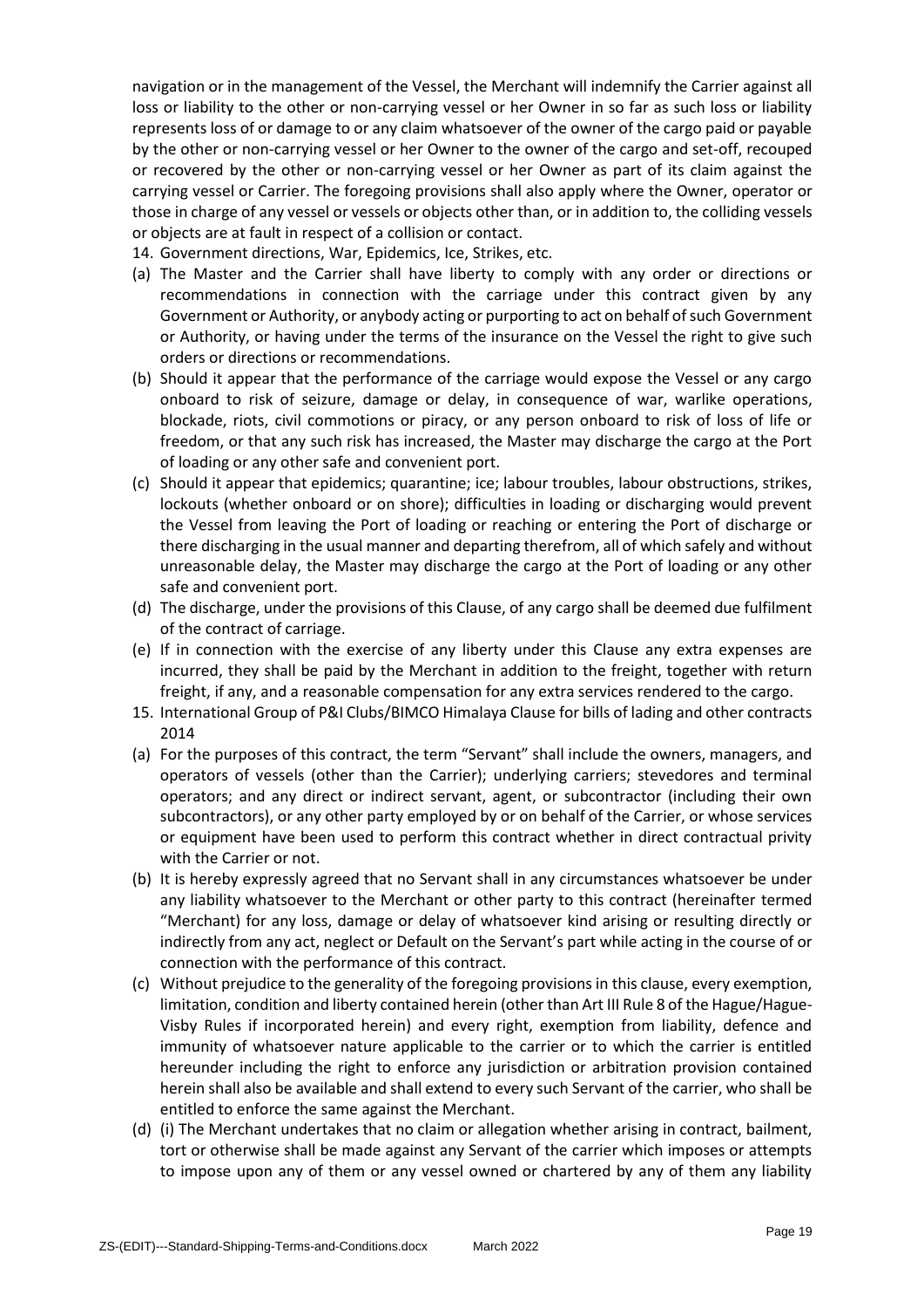navigation or in the management of the Vessel, the Merchant will indemnify the Carrier against all loss or liability to the other or non-carrying vessel or her Owner in so far as such loss or liability represents loss of or damage to or any claim whatsoever of the owner of the cargo paid or payable by the other or non-carrying vessel or her Owner to the owner of the cargo and set-off, recouped or recovered by the other or non-carrying vessel or her Owner as part of its claim against the carrying vessel or Carrier. The foregoing provisions shall also apply where the Owner, operator or those in charge of any vessel or vessels or objects other than, or in addition to, the colliding vessels or objects are at fault in respect of a collision or contact.

14. Government directions, War, Epidemics, Ice, Strikes, etc.

(a) The Master and the Carrier shall have liberty to comply with any order or directions or recommendations in connection with the carriage under this contract given by any Government or Authority, or anybody acting or purporting to act on behalf of such Government or Authority, or having under the terms of the insurance on the Vessel the right to give such orders or directions or recommendations.

(b) Should it appear that the performance of the carriage would expose the Vessel or any cargo onboard to risk of seizure, damage or delay, in consequence of war, warlike operations, blockade, riots, civil commotions or piracy, or any person onboard to risk of loss of life or freedom, or that any such risk has increased, the Master may discharge the cargo at the Port of loading or any other safe and convenient port.

(c) Should it appear that epidemics; quarantine; ice; labour troubles, labour obstructions, strikes, lockouts (whether onboard or on shore); difficulties in loading or discharging would prevent the Vessel from leaving the Port of loading or reaching or entering the Port of discharge or there discharging in the usual manner and departing therefrom, all of which safely and without unreasonable delay, the Master may discharge the cargo at the Port of loading or any other safe and convenient port.

(d) The discharge, under the provisions of this Clause, of any cargo shall be deemed due fulfilment of the contract of carriage.

(e) If in connection with the exercise of any liberty under this Clause any extra expenses are incurred, they shall be paid by the Merchant in addition to the freight, together with return freight, if any, and a reasonable compensation for any extra services rendered to the cargo.

15. International Group of P&I Clubs/BIMCO Himalaya Clause for bills of lading and other contracts 2014

(a) For the purposes of this contract, the term "Servant" shall include the owners, managers, and operators of vessels (other than the Carrier); underlying carriers; stevedores and terminal operators; and any direct or indirect servant, agent, or subcontractor (including their own subcontractors), or any other party employed by or on behalf of the Carrier, or whose services or equipment have been used to perform this contract whether in direct contractual privity with the Carrier or not.

(b) It is hereby expressly agreed that no Servant shall in any circumstances whatsoever be under any liability whatsoever to the Merchant or other party to this contract (hereinafter termed "Merchant) for any loss, damage or delay of whatsoever kind arising or resulting directly or indirectly from any act, neglect or Default on the Servant's part while acting in the course of or connection with the performance of this contract.

(c) Without prejudice to the generality of the foregoing provisions in this clause, every exemption, limitation, condition and liberty contained herein (other than Art III Rule 8 of the Hague/Hague-Visby Rules if incorporated herein) and every right, exemption from liability, defence and immunity of whatsoever nature applicable to the carrier or to which the carrier is entitled hereunder including the right to enforce any jurisdiction or arbitration provision contained herein shall also be available and shall extend to every such Servant of the carrier, who shall be entitled to enforce the same against the Merchant.

(d) (i) The Merchant undertakes that no claim or allegation whether arising in contract, bailment, tort or otherwise shall be made against any Servant of the carrier which imposes or attempts to impose upon any of them or any vessel owned or chartered by any of them any liability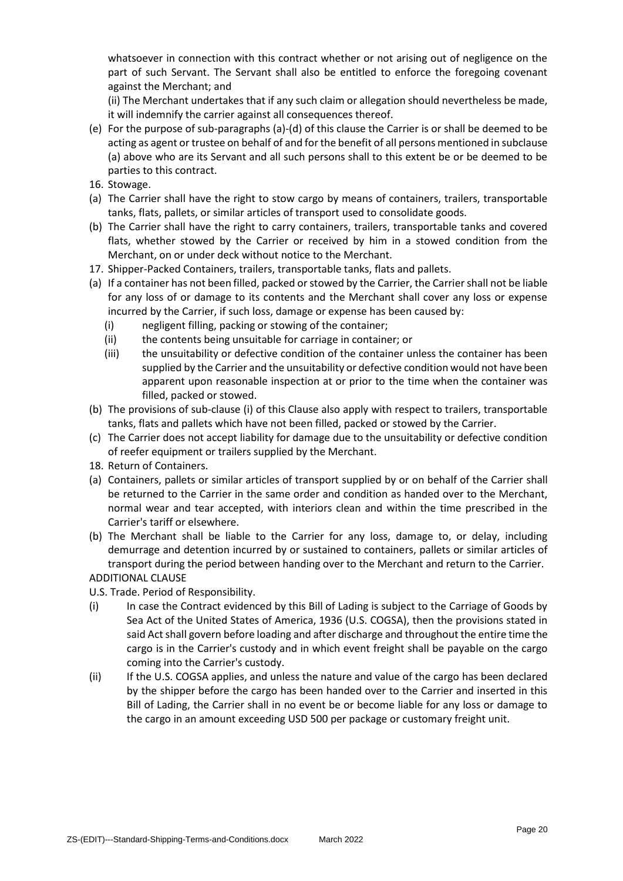whatsoever in connection with this contract whether or not arising out of negligence on the part of such Servant. The Servant shall also be entitled to enforce the foregoing covenant against the Merchant; and

(ii) The Merchant undertakes that if any such claim or allegation should nevertheless be made, it will indemnify the carrier against all consequences thereof.

(e) For the purpose of sub-paragraphs (a)-(d) of this clause the Carrier is or shall be deemed to be acting as agent or trustee on behalf of and for the benefit of all persons mentioned in subclause (a) above who are its Servant and all such persons shall to this extent be or be deemed to be parties to this contract.

16. Stowage.

(a) The Carrier shall have the right to stow cargo by means of containers, trailers, transportable tanks, flats, pallets, or similar articles of transport used to consolidate goods.

(b) The Carrier shall have the right to carry containers, trailers, transportable tanks and covered flats, whether stowed by the Carrier or received by him in a stowed condition from the Merchant, on or under deck without notice to the Merchant.

17. Shipper-Packed Containers, trailers, transportable tanks, flats and pallets.

(a) If a container has not been filled, packed or stowed by the Carrier, the Carrier shall not be liable for any loss of or damage to its contents and the Merchant shall cover any loss or expense incurred by the Carrier, if such loss, damage or expense has been caused by:
   - (i) negligent filling, packing or stowing of the container;
   - (ii) the contents being unsuitable for carriage in container; or
   - (iii) the unsuitability or defective condition of the container unless the container has been supplied by the Carrier and the unsuitability or defective condition would not have been apparent upon reasonable inspection at or prior to the time when the container was filled, packed or stowed.

(b) The provisions of sub-clause (i) of this Clause also apply with respect to trailers, transportable tanks, flats and pallets which have not been filled, packed or stowed by the Carrier.

(c) The Carrier does not accept liability for damage due to the unsuitability or defective condition of reefer equipment or trailers supplied by the Merchant.

18. Return of Containers.

(a) Containers, pallets or similar articles of transport supplied by or on behalf of the Carrier shall be returned to the Carrier in the same order and condition as handed over to the Merchant, normal wear and tear accepted, with interiors clean and within the time prescribed in the Carrier's tariff or elsewhere.

(b) The Merchant shall be liable to the Carrier for any loss, damage to, or delay, including demurrage and detention incurred by or sustained to containers, pallets or similar articles of transport during the period between handing over to the Merchant and return to the Carrier.

ADDITIONAL CLAUSE

U.S. Trade. Period of Responsibility.

(i) In case the Contract evidenced by this Bill of Lading is subject to the Carriage of Goods by Sea Act of the United States of America, 1936 (U.S. COGSA), then the provisions stated in said Act shall govern before loading and after discharge and throughout the entire time the cargo is in the Carrier's custody and in which event freight shall be payable on the cargo coming into the Carrier's custody.

(ii) If the U.S. COGSA applies, and unless the nature and value of the cargo has been declared by the shipper before the cargo has been handed over to the Carrier and inserted in this Bill of Lading, the Carrier shall in no event be or become liable for any loss or damage to the cargo in an amount exceeding USD 500 per package or customary freight unit.